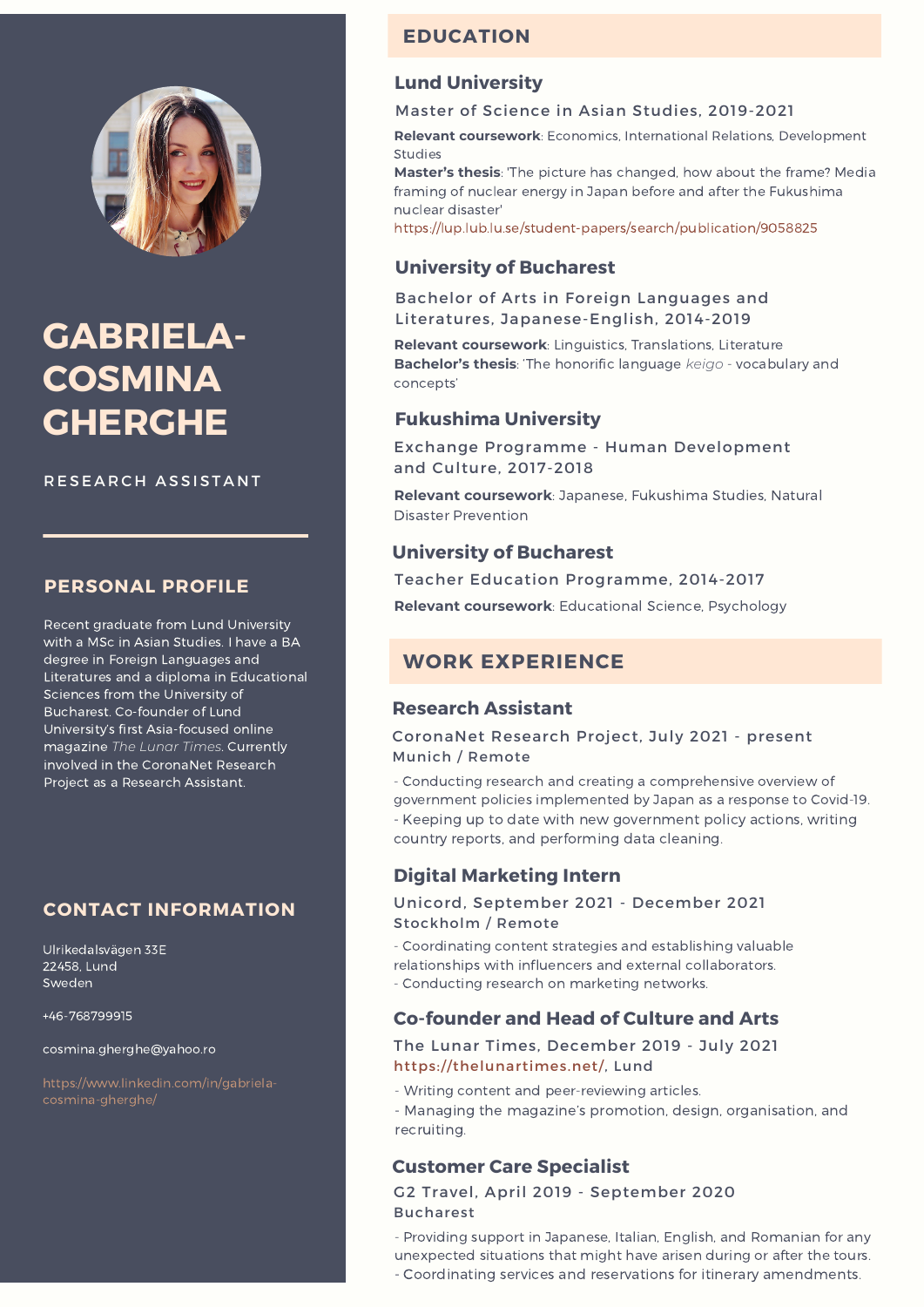# GABRIELA-COSMINA GHERGHE

RESEARCH ASSISTANT

## PERSONAL PROFILE

Recent graduate from Lund University with a MSc in Asian Studies. I have a BA degree in Foreign Languages and Literatures and a diploma in Educational Sciences from the University of Bucharest. Co-founder of Lund University's first Asia-focused online magazine *The Lunar Times*. Currently involved in the CoronaNet Research Project as a Research Assistant.

## CONTACT INFORMATION

Ulrikedalsvägen 33E
22458, Lund
Sweden

+46-768799915

cosmina.gherghe@yahoo.ro

https://www.linkedin.com/in/gabriela-cosmina-gherghe/

## EDUCATION

### Lund University

Master of Science in Asian Studies, 2019-2021

**Relevant coursework**: Economics, International Relations, Development Studies
**Master's thesis**: 'The picture has changed, how about the frame? Media framing of nuclear energy in Japan before and after the Fukushima nuclear disaster'
https://lup.lub.lu.se/student-papers/search/publication/9058825

### University of Bucharest

Bachelor of Arts in Foreign Languages and Literatures, Japanese-English, 2014-2019

**Relevant coursework**: Linguistics, Translations, Literature
**Bachelor's thesis**: 'The honorific language *keigo* - vocabulary and concepts'

### Fukushima University

Exchange Programme - Human Development and Culture, 2017-2018

**Relevant coursework**: Japanese, Fukushima Studies, Natural Disaster Prevention

### University of Bucharest

Teacher Education Programme, 2014-2017

**Relevant coursework**: Educational Science, Psychology

## WORK EXPERIENCE

### Research Assistant

CoronaNet Research Project, July 2021 - present
Munich / Remote

- Conducting research and creating a comprehensive overview of government policies implemented by Japan as a response to Covid-19.
- Keeping up to date with new government policy actions, writing country reports, and performing data cleaning.

### Digital Marketing Intern

Unicord, September 2021 - December 2021
Stockholm / Remote

- Coordinating content strategies and establishing valuable relationships with influencers and external collaborators.
- Conducting research on marketing networks.

### Co-founder and Head of Culture and Arts

The Lunar Times, December 2019 - July 2021
https://thelunartimes.net/, Lund

- Writing content and peer-reviewing articles.
- Managing the magazine's promotion, design, organisation, and recruiting.

### Customer Care Specialist

G2 Travel, April 2019 - September 2020
Bucharest

- Providing support in Japanese, Italian, English, and Romanian for any unexpected situations that might have arisen during or after the tours.
- Coordinating services and reservations for itinerary amendments.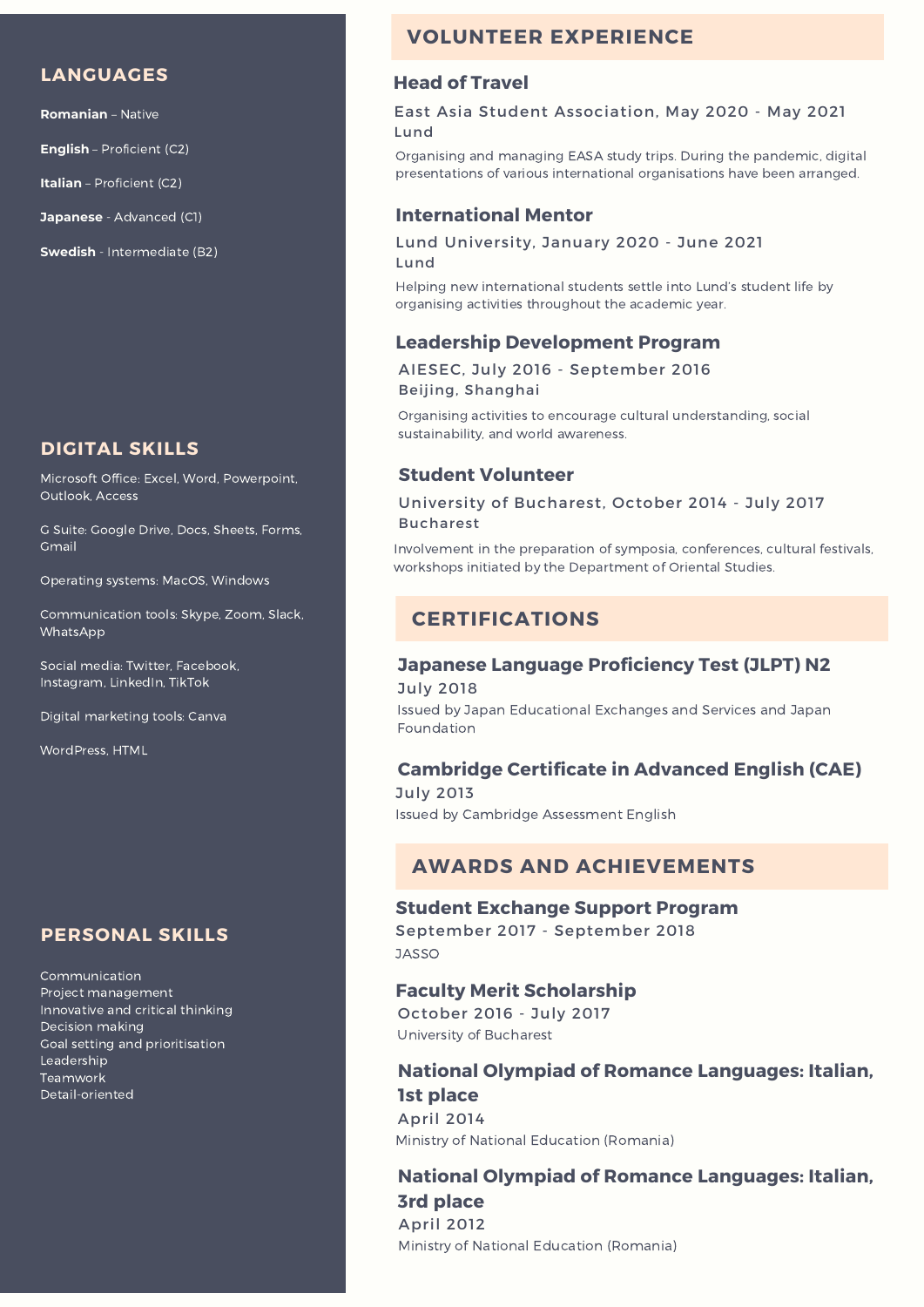## LANGUAGES

**Romanian** – Native

**English** – Proficient (C2)

**Italian** – Proficient (C2)

**Japanese** - Advanced (C1)

**Swedish** - Intermediate (B2)

## DIGITAL SKILLS

Microsoft Office: Excel, Word, Powerpoint, Outlook, Access

G Suite: Google Drive, Docs, Sheets, Forms, Gmail

Operating systems: MacOS, Windows

Communication tools: Skype, Zoom, Slack, WhatsApp

Social media: Twitter, Facebook, Instagram, LinkedIn, TikTok

Digital marketing tools: Canva

WordPress, HTML

## PERSONAL SKILLS

Communication
Project management
Innovative and critical thinking
Decision making
Goal setting and prioritisation
Leadership
Teamwork
Detail-oriented

## VOLUNTEER EXPERIENCE

### Head of Travel

East Asia Student Association, May 2020 - May 2021
Lund

Organising and managing EASA study trips. During the pandemic, digital presentations of various international organisations have been arranged.

### International Mentor

Lund University, January 2020 - June 2021
Lund

Helping new international students settle into Lund's student life by organising activities throughout the academic year.

### Leadership Development Program

AIESEC, July 2016 - September 2016
Beijing, Shanghai

Organising activities to encourage cultural understanding, social sustainability, and world awareness.

### Student Volunteer

University of Bucharest, October 2014 - July 2017
Bucharest

Involvement in the preparation of symposia, conferences, cultural festivals, workshops initiated by the Department of Oriental Studies.

## CERTIFICATIONS

### Japanese Language Proficiency Test (JLPT) N2

July 2018

Issued by Japan Educational Exchanges and Services and Japan Foundation

### Cambridge Certificate in Advanced English (CAE)

July 2013

Issued by Cambridge Assessment English

## AWARDS AND ACHIEVEMENTS

### Student Exchange Support Program

September 2017 - September 2018

JASSO

### Faculty Merit Scholarship

October 2016 - July 2017

University of Bucharest

### National Olympiad of Romance Languages: Italian, 1st place

April 2014

Ministry of National Education (Romania)

### National Olympiad of Romance Languages: Italian, 3rd place

April 2012

Ministry of National Education (Romania)